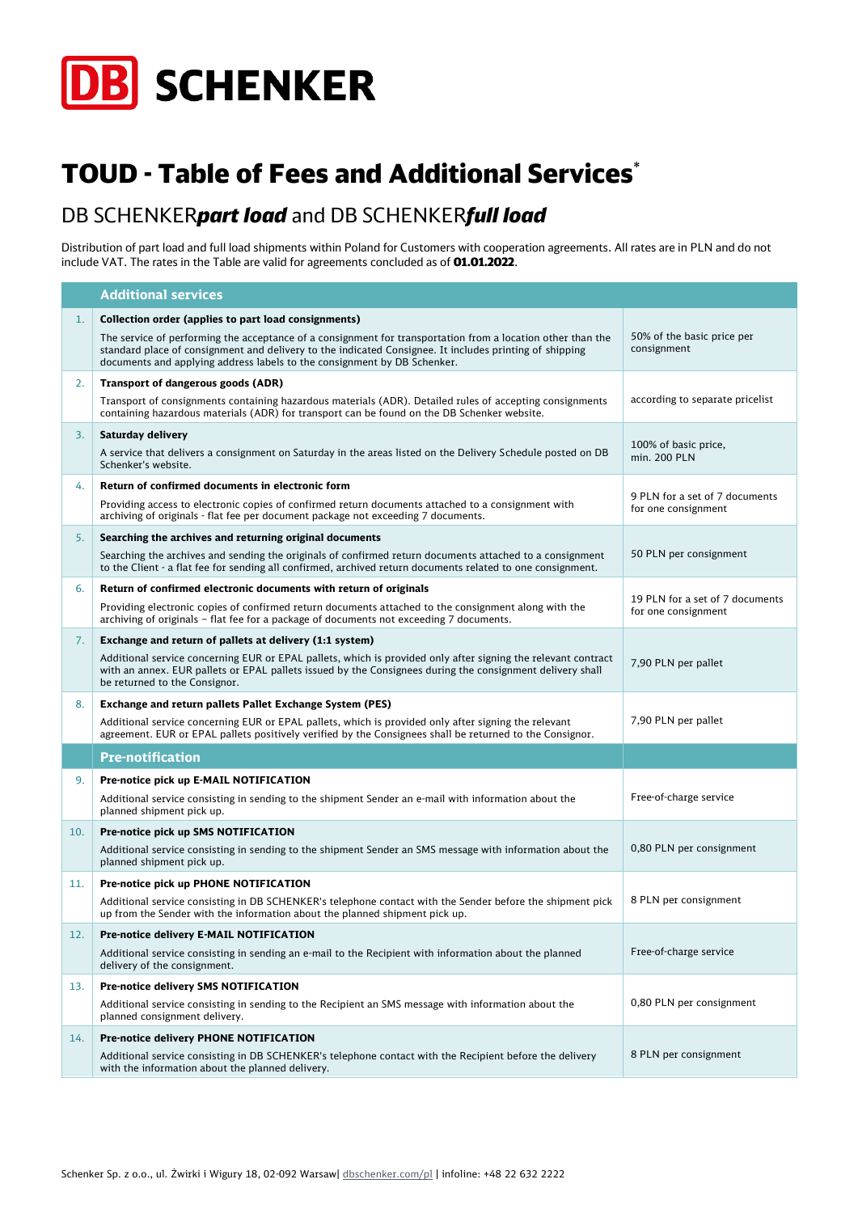DB SCHENKER

# TOUD - Table of Fees and Additional Services*

## DB SCHENKER***part load*** and DB SCHENKER***full load***

Distribution of part load and full load shipments within Poland for Customers with cooperation agreements. All rates are in PLN and do not include VAT. The rates in the Table are valid for agreements concluded as of **01.01.2022**.

| | Additional services | |
|---|---|---|
| 1. | **Collection order (applies to part load consignments)**<br>The service of performing the acceptance of a consignment for transportation from a location other than the standard place of consignment and delivery to the indicated Consignee. It includes printing of shipping documents and applying address labels to the consignment by DB Schenker. | 50% of the basic price per consignment |
| 2. | **Transport of dangerous goods (ADR)**<br>Transport of consignments containing hazardous materials (ADR). Detailed rules of accepting consignments containing hazardous materials (ADR) for transport can be found on the DB Schenker website. | according to separate pricelist |
| 3. | **Saturday delivery**<br>A service that delivers a consignment on Saturday in the areas listed on the Delivery Schedule posted on DB Schenker's website. | 100% of basic price, min. 200 PLN |
| 4. | **Return of confirmed documents in electronic form**<br>Providing access to electronic copies of confirmed return documents attached to a consignment with archiving of originals - flat fee per document package not exceeding 7 documents. | 9 PLN for a set of 7 documents for one consignment |
| 5. | **Searching the archives and returning original documents**<br>Searching the archives and sending the originals of confirmed return documents attached to a consignment to the Client - a flat fee for sending all confirmed, archived return documents related to one consignment. | 50 PLN per consignment |
| 6. | **Return of confirmed electronic documents with return of originals**<br>Providing electronic copies of confirmed return documents attached to the consignment along with the archiving of originals – flat fee for a package of documents not exceeding 7 documents. | 19 PLN for a set of 7 documents for one consignment |
| 7. | **Exchange and return of pallets at delivery (1:1 system)**<br>Additional service concerning EUR or EPAL pallets, which is provided only after signing the relevant contract with an annex. EUR pallets or EPAL pallets issued by the Consignees during the consignment delivery shall be returned to the Consignor. | 7,90 PLN per pallet |
| 8. | **Exchange and return pallets Pallet Exchange System (PES)**<br>Additional service concerning EUR or EPAL pallets, which is provided only after signing the relevant agreement. EUR or EPAL pallets positively verified by the Consignees shall be returned to the Consignor. | 7,90 PLN per pallet |
| | **Pre-notification** | |
| 9. | **Pre-notice pick up E-MAIL NOTIFICATION**<br>Additional service consisting in sending to the shipment Sender an e-mail with information about the planned shipment pick up. | Free-of-charge service |
| 10. | **Pre-notice pick up SMS NOTIFICATION**<br>Additional service consisting in sending to the shipment Sender an SMS message with information about the planned shipment pick up. | 0,80 PLN per consignment |
| 11. | **Pre-notice pick up PHONE NOTIFICATION**<br>Additional service consisting in DB SCHENKER's telephone contact with the Sender before the shipment pick up from the Sender with the information about the planned shipment pick up. | 8 PLN per consignment |
| 12. | **Pre-notice delivery E-MAIL NOTIFICATION**<br>Additional service consisting in sending an e-mail to the Recipient with information about the planned delivery of the consignment. | Free-of-charge service |
| 13. | **Pre-notice delivery SMS NOTIFICATION**<br>Additional service consisting in sending to the Recipient an SMS message with information about the planned consignment delivery. | 0,80 PLN per consignment |
| 14. | **Pre-notice delivery PHONE NOTIFICATION**<br>Additional service consisting in DB SCHENKER's telephone contact with the Recipient before the delivery with the information about the planned delivery. | 8 PLN per consignment |

Schenker Sp. z o.o., ul. Żwirki i Wigury 18, 02-092 Warsaw| dbschenker.com/pl | infoline: +48 22 632 2222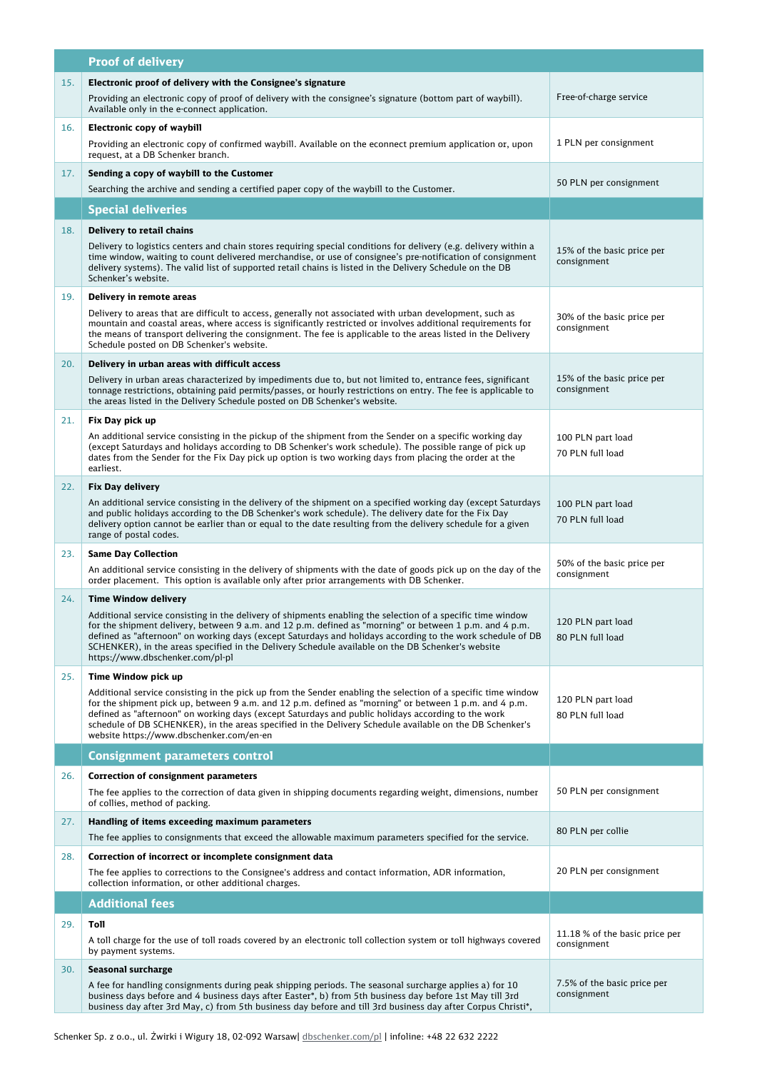| | Proof of delivery | |
|---|---|---|
| 15. | **Electronic proof of delivery with the Consignee's signature**<br>Providing an electronic copy of proof of delivery with the consignee's signature (bottom part of waybill). Available only in the e-connect application. | Free-of-charge service |
| 16. | **Electronic copy of waybill**<br>Providing an electronic copy of confirmed waybill. Available on the econnect premium application or, upon request, at a DB Schenker branch. | 1 PLN per consignment |
| 17. | **Sending a copy of waybill to the Customer**<br>Searching the archive and sending a certified paper copy of the waybill to the Customer. | 50 PLN per consignment |
| | **Special deliveries** | |
| 18. | **Delivery to retail chains**<br>Delivery to logistics centers and chain stores requiring special conditions for delivery (e.g. delivery within a time window, waiting to count delivered merchandise, or use of consignee's pre-notification of consignment delivery systems). The valid list of supported retail chains is listed in the Delivery Schedule on the DB Schenker's website. | 15% of the basic price per consignment |
| 19. | **Delivery in remote areas**<br>Delivery to areas that are difficult to access, generally not associated with urban development, such as mountain and coastal areas, where access is significantly restricted or involves additional requirements for the means of transport delivering the consignment. The fee is applicable to the areas listed in the Delivery Schedule posted on DB Schenker's website. | 30% of the basic price per consignment |
| 20. | **Delivery in urban areas with difficult access**<br>Delivery in urban areas characterized by impediments due to, but not limited to, entrance fees, significant tonnage restrictions, obtaining paid permits/passes, or hourly restrictions on entry. The fee is applicable to the areas listed in the Delivery Schedule posted on DB Schenker's website. | 15% of the basic price per consignment |
| 21. | **Fix Day pick up**<br>An additional service consisting in the pickup of the shipment from the Sender on a specific working day (except Saturdays and holidays according to DB Schenker's work schedule). The possible range of pick up dates from the Sender for the Fix Day pick up option is two working days from placing the order at the earliest. | 100 PLN part load<br>70 PLN full load |
| 22. | **Fix Day delivery**<br>An additional service consisting in the delivery of the shipment on a specified working day (except Saturdays and public holidays according to the DB Schenker's work schedule). The delivery date for the Fix Day delivery option cannot be earlier than or equal to the date resulting from the delivery schedule for a given range of postal codes. | 100 PLN part load<br>70 PLN full load |
| 23. | **Same Day Collection**<br>An additional service consisting in the delivery of shipments with the date of goods pick up on the day of the order placement. This option is available only after prior arrangements with DB Schenker. | 50% of the basic price per consignment |
| 24. | **Time Window delivery**<br>Additional service consisting in the delivery of shipments enabling the selection of a specific time window for the shipment delivery, between 9 a.m. and 12 p.m. defined as "morning" or between 1 p.m. and 4 p.m. defined as "afternoon" on working days (except Saturdays and holidays according to the work schedule of DB SCHENKER), in the areas specified in the Delivery Schedule available on the DB Schenker's website https://www.dbschenker.com/pl-pl | 120 PLN part load<br>80 PLN full load |
| 25. | **Time Window pick up**<br>Additional service consisting in the pick up from the Sender enabling the selection of a specific time window for the shipment pick up, between 9 a.m. and 12 p.m. defined as "morning" or between 1 p.m. and 4 p.m. defined as "afternoon" on working days (except Saturdays and public holidays according to the work schedule of DB SCHENKER), in the areas specified in the Delivery Schedule available on the DB Schenker's website https://www.dbschenker.com/en-en | 120 PLN part load<br>80 PLN full load |
| | **Consignment parameters control** | |
| 26. | **Correction of consignment parameters**<br>The fee applies to the correction of data given in shipping documents regarding weight, dimensions, number of collies, method of packing. | 50 PLN per consignment |
| 27. | **Handling of items exceeding maximum parameters**<br>The fee applies to consignments that exceed the allowable maximum parameters specified for the service. | 80 PLN per collie |
| 28. | **Correction of incorrect or incomplete consignment data**<br>The fee applies to corrections to the Consignee's address and contact information, ADR information, collection information, or other additional charges. | 20 PLN per consignment |
| | **Additional fees** | |
| 29. | **Toll**<br>A toll charge for the use of toll roads covered by an electronic toll collection system or toll highways covered by payment systems. | 11.18 % of the basic price per consignment |
| 30. | **Seasonal surcharge**<br>A fee for handling consignments during peak shipping periods. The seasonal surcharge applies a) for 10 business days before and 4 business days after Easter*, b) from 5th business day before 1st May till 3rd business day after 3rd May, c) from 5th business day before and till 3rd business day after Corpus Christi*, | 7.5% of the basic price per consignment |

Schenker Sp. z o.o., ul. Żwirki i Wigury 18, 02-092 Warsaw| dbschenker.com/pl | infoline: +48 22 632 2222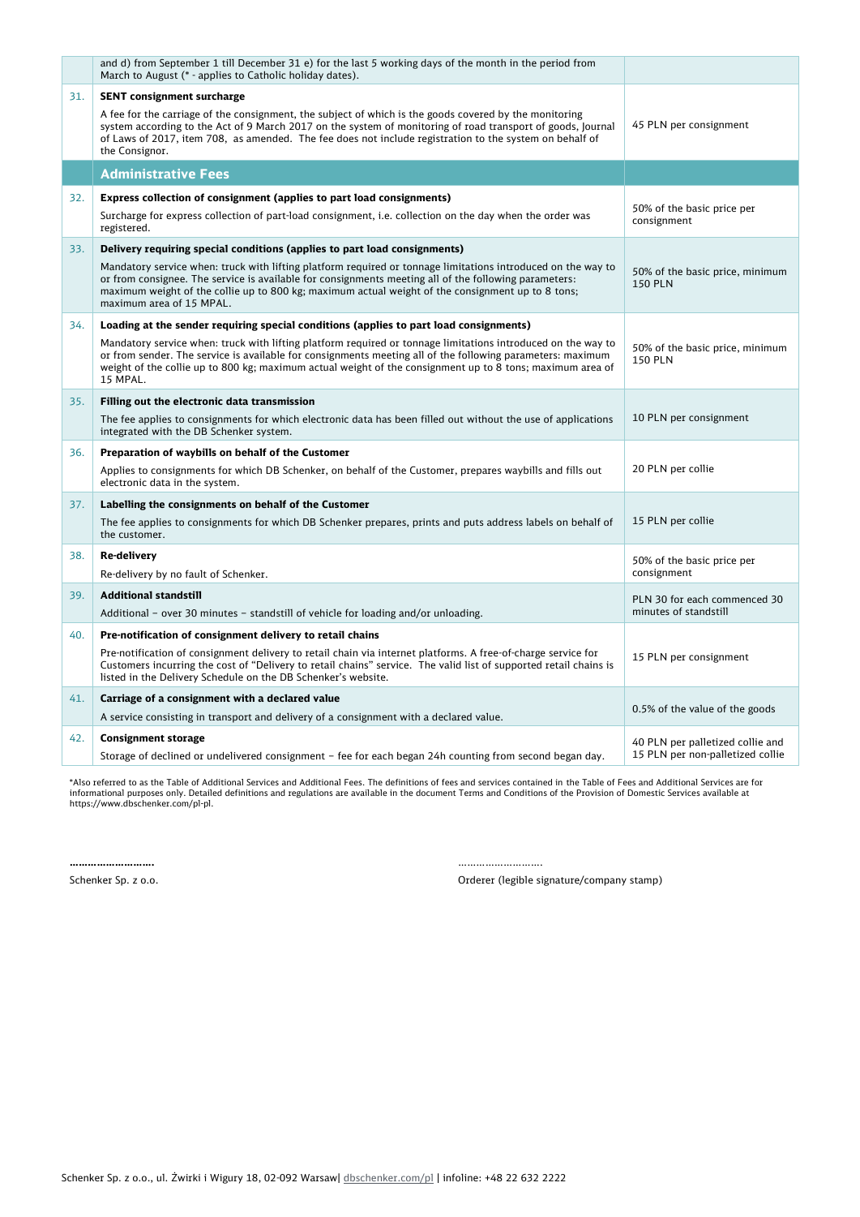| | | |
|---|---|---|
| | and d) from September 1 till December 31 e) for the last 5 working days of the month in the period from March to August (* - applies to Catholic holiday dates). | |
| 31. | **SENT consignment surcharge**<br>A fee for the carriage of the consignment, the subject of which is the goods covered by the monitoring system according to the Act of 9 March 2017 on the system of monitoring of road transport of goods, Journal of Laws of 2017, item 708, as amended. The fee does not include registration to the system on behalf of the Consignor. | 45 PLN per consignment |
| | **Administrative Fees** | |
| 32. | **Express collection of consignment (applies to part load consignments)**<br>Surcharge for express collection of part-load consignment, i.e. collection on the day when the order was registered. | 50% of the basic price per consignment |
| 33. | **Delivery requiring special conditions (applies to part load consignments)**<br>Mandatory service when: truck with lifting platform required or tonnage limitations introduced on the way to or from consignee. The service is available for consignments meeting all of the following parameters: maximum weight of the collie up to 800 kg; maximum actual weight of the consignment up to 8 tons; maximum area of 15 MPAL. | 50% of the basic price, minimum 150 PLN |
| 34. | **Loading at the sender requiring special conditions (applies to part load consignments)**<br>Mandatory service when: truck with lifting platform required or tonnage limitations introduced on the way to or from sender. The service is available for consignments meeting all of the following parameters: maximum weight of the collie up to 800 kg; maximum actual weight of the consignment up to 8 tons; maximum area of 15 MPAL. | 50% of the basic price, minimum 150 PLN |
| 35. | **Filling out the electronic data transmission**<br>The fee applies to consignments for which electronic data has been filled out without the use of applications integrated with the DB Schenker system. | 10 PLN per consignment |
| 36. | **Preparation of waybills on behalf of the Customer**<br>Applies to consignments for which DB Schenker, on behalf of the Customer, prepares waybills and fills out electronic data in the system. | 20 PLN per collie |
| 37. | **Labelling the consignments on behalf of the Customer**<br>The fee applies to consignments for which DB Schenker prepares, prints and puts address labels on behalf of the customer. | 15 PLN per collie |
| 38. | **Re-delivery**<br>Re-delivery by no fault of Schenker. | 50% of the basic price per consignment |
| 39. | **Additional standstill**<br>Additional – over 30 minutes – standstill of vehicle for loading and/or unloading. | PLN 30 for each commenced 30 minutes of standstill |
| 40. | **Pre-notification of consignment delivery to retail chains**<br>Pre-notification of consignment delivery to retail chain via internet platforms. A free-of-charge service for Customers incurring the cost of "Delivery to retail chains" service. The valid list of supported retail chains is listed in the Delivery Schedule on the DB Schenker's website. | 15 PLN per consignment |
| 41. | **Carriage of a consignment with a declared value**<br>A service consisting in transport and delivery of a consignment with a declared value. | 0.5% of the value of the goods |
| 42. | **Consignment storage**<br>Storage of declined or undelivered consignment – fee for each began 24h counting from second began day. | 40 PLN per palletized collie and 15 PLN per non-palletized collie |

*Also referred to as the Table of Additional Services and Additional Fees. The definitions of fees and services contained in the Table of Fees and Additional Services are for informational purposes only. Detailed definitions and regulations are available in the document Terms and Conditions of the Provision of Domestic Services available at https://www.dbschenker.com/pl-pl.

……………………… 
Schenker Sp. z o.o.

……………………… 
Orderer (legible signature/company stamp)

Schenker Sp. z o.o., ul. Żwirki i Wigury 18, 02-092 Warsaw| dbschenker.com/pl | infoline: +48 22 632 2222